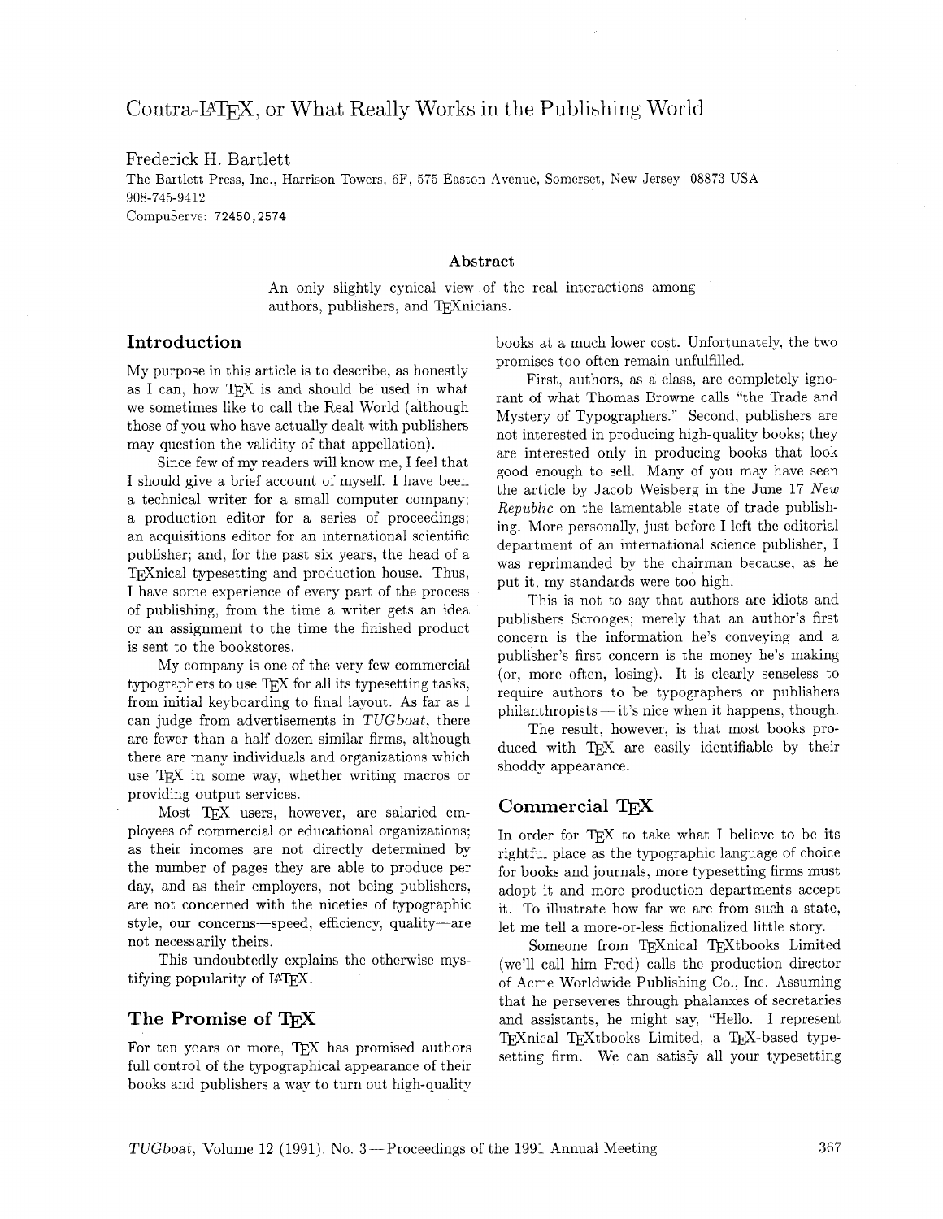# Contra-LaTeX, or What Really Works in the Publishing World

Frederick H. Bartlett

The Bartlett Press, Inc., Harrison Towers, 6F, 575 Easton Avenue, Somerset, New Jersey 08873 USA
908-745-9412
CompuServe: 72450,2574

### Abstract

An only slightly cynical view of the real interactions among authors, publishers, and TeXnicians.

## Introduction

My purpose in this article is to describe, as honestly as I can, how TeX is and should be used in what we sometimes like to call the Real World (although those of you who have actually dealt with publishers may question the validity of that appellation).

Since few of my readers will know me, I feel that I should give a brief account of myself. I have been a technical writer for a small computer company; a production editor for a series of proceedings; an acquisitions editor for an international scientific publisher; and, for the past six years, the head of a TeXnical typesetting and production house. Thus, I have some experience of every part of the process of publishing, from the time a writer gets an idea or an assignment to the time the finished product is sent to the bookstores.

My company is one of the very few commercial typographers to use TeX for all its typesetting tasks, from initial keyboarding to final layout. As far as I can judge from advertisements in *TUGboat*, there are fewer than a half dozen similar firms, although there are many individuals and organizations which use TeX in some way, whether writing macros or providing output services.

Most TeX users, however, are salaried employees of commercial or educational organizations; as their incomes are not directly determined by the number of pages they are able to produce per day, and as their employers, not being publishers, are not concerned with the niceties of typographic style, our concerns—speed, efficiency, quality—are not necessarily theirs.

This undoubtedly explains the otherwise mystifying popularity of LaTeX.

## The Promise of TeX

For ten years or more, TeX has promised authors full control of the typographical appearance of their books and publishers a way to turn out high-quality books at a much lower cost. Unfortunately, the two promises too often remain unfulfilled.

First, authors, as a class, are completely ignorant of what Thomas Browne calls "the Trade and Mystery of Typographers." Second, publishers are not interested in producing high-quality books; they are interested only in producing books that look good enough to sell. Many of you may have seen the article by Jacob Weisberg in the June 17 *New Republic* on the lamentable state of trade publishing. More personally, just before I left the editorial department of an international science publisher, I was reprimanded by the chairman because, as he put it, my standards were too high.

This is not to say that authors are idiots and publishers Scrooges; merely that an author's first concern is the information he's conveying and a publisher's first concern is the money he's making (or, more often, losing). It is clearly senseless to require authors to be typographers or publishers philanthropists — it's nice when it happens, though.

The result, however, is that most books produced with TeX are easily identifiable by their shoddy appearance.

## Commercial TeX

In order for TeX to take what I believe to be its rightful place as the typographic language of choice for books and journals, more typesetting firms must adopt it and more production departments accept it. To illustrate how far we are from such a state, let me tell a more-or-less fictionalized little story.

Someone from TeXnical TeXtbooks Limited (we'll call him Fred) calls the production director of Acme Worldwide Publishing Co., Inc. Assuming that he perseveres through phalanxes of secretaries and assistants, he might say, "Hello. I represent TeXnical TeXtbooks Limited, a TeX-based typesetting firm. We can satisfy all your typesetting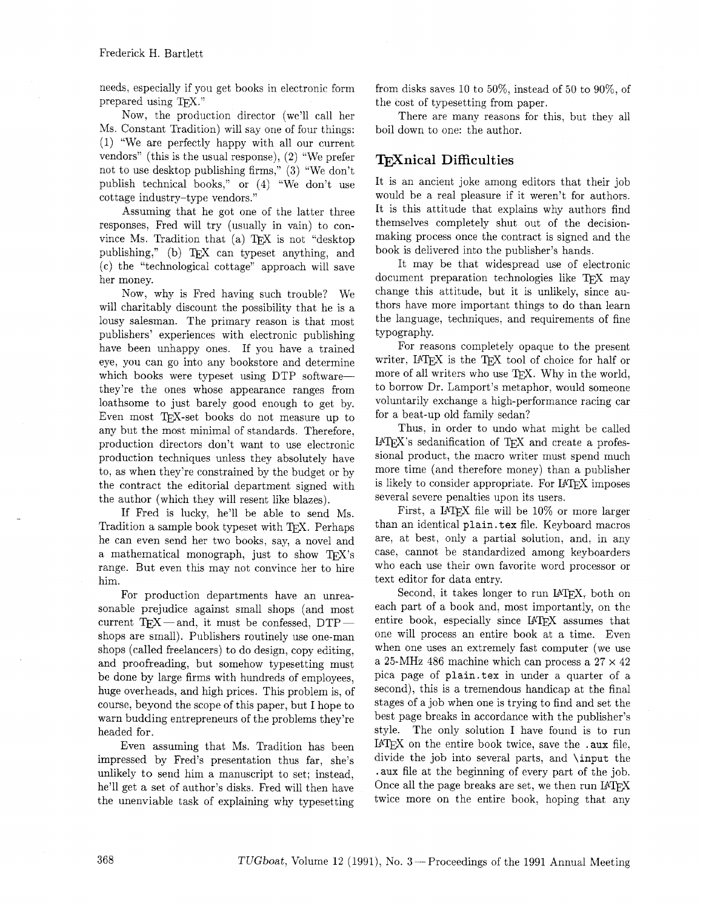needs, especially if you get books in electronic form prepared using TeX."

Now, the production director (we'll call her Ms. Constant Tradition) will say one of four things: (1) "We are perfectly happy with all our current vendors" (this is the usual response), (2) "We prefer not to use desktop publishing firms," (3) "We don't publish technical books," or (4) "We don't use cottage industry–type vendors."

Assuming that he got one of the latter three responses, Fred will try (usually in vain) to convince Ms. Tradition that (a) TeX is not "desktop publishing," (b) TeX can typeset anything, and (c) the "technological cottage" approach will save her money.

Now, why is Fred having such trouble? We will charitably discount the possibility that he is a lousy salesman. The primary reason is that most publishers' experiences with electronic publishing have been unhappy ones. If you have a trained eye, you can go into any bookstore and determine which books were typeset using DTP software—they're the ones whose appearance ranges from loathsome to just barely good enough to get by. Even most TeX-set books do not measure up to any but the most minimal of standards. Therefore, production directors don't want to use electronic production techniques unless they absolutely have to, as when they're constrained by the budget or by the contract the editorial department signed with the author (which they will resent like blazes).

If Fred is lucky, he'll be able to send Ms. Tradition a sample book typeset with TeX. Perhaps he can even send her two books, say, a novel and a mathematical monograph, just to show TeX's range. But even this may not convince her to hire him.

For production departments have an unreasonable prejudice against small shops (and most current TeX — and, it must be confessed, DTP — shops are small). Publishers routinely use one-man shops (called freelancers) to do design, copy editing, and proofreading, but somehow typesetting must be done by large firms with hundreds of employees, huge overheads, and high prices. This problem is, of course, beyond the scope of this paper, but I hope to warn budding entrepreneurs of the problems they're headed for.

Even assuming that Ms. Tradition has been impressed by Fred's presentation thus far, she's unlikely to send him a manuscript to set; instead, he'll get a set of author's disks. Fred will then have the unenviable task of explaining why typesetting from disks saves 10 to 50%, instead of 50 to 90%, of the cost of typesetting from paper.

There are many reasons for this, but they all boil down to one: the author.

## TeXnical Difficulties

It is an ancient joke among editors that their job would be a real pleasure if it weren't for authors. It is this attitude that explains why authors find themselves completely shut out of the decision-making process once the contract is signed and the book is delivered into the publisher's hands.

It may be that widespread use of electronic document preparation technologies like TeX may change this attitude, but it is unlikely, since authors have more important things to do than learn the language, techniques, and requirements of fine typography.

For reasons completely opaque to the present writer, LaTeX is the TeX tool of choice for half or more of all writers who use TeX. Why in the world, to borrow Dr. Lamport's metaphor, would someone voluntarily exchange a high-performance racing car for a beat-up old family sedan?

Thus, in order to undo what might be called LaTeX's sedanification of TeX and create a professional product, the macro writer must spend much more time (and therefore money) than a publisher is likely to consider appropriate. For LaTeX imposes several severe penalties upon its users.

First, a LaTeX file will be 10% or more larger than an identical `plain.tex` file. Keyboard macros are, at best, only a partial solution, and, in any case, cannot be standardized among keyboarders who each use their own favorite word processor or text editor for data entry.

Second, it takes longer to run LaTeX, both on each part of a book and, most importantly, on the entire book, especially since LaTeX assumes that one will process an entire book at a time. Even when one uses an extremely fast computer (we use a 25-MHz 486 machine which can process a $27 \times 42$ pica page of `plain.tex` in under a quarter of a second), this is a tremendous handicap at the final stages of a job when one is trying to find and set the best page breaks in accordance with the publisher's style. The only solution I have found is to run LaTeX on the entire book twice, save the `.aux` file, divide the job into several parts, and `\input` the `.aux` file at the beginning of every part of the job. Once all the page breaks are set, we then run LaTeX twice more on the entire book, hoping that any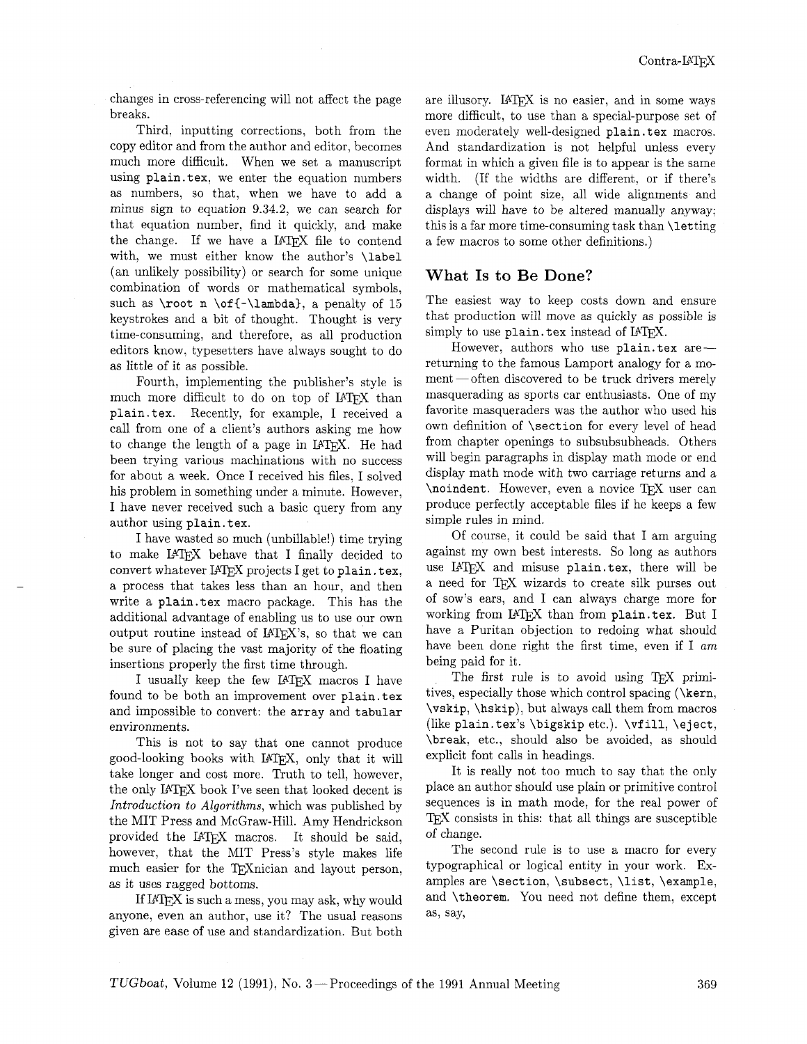changes in cross-referencing will not affect the page breaks.

Third, inputting corrections, both from the copy editor and from the author and editor, becomes much more difficult. When we set a manuscript using `plain.tex`, we enter the equation numbers as numbers, so that, when we have to add a minus sign to equation 9.34.2, we can search for that equation number, find it quickly, and make the change. If we have a LaTeX file to contend with, we must either know the author's `\label` (an unlikely possibility) or search for some unique combination of words or mathematical symbols, such as `\root n \of{-\lambda}`, a penalty of 15 keystrokes and a bit of thought. Thought is very time-consuming, and therefore, as all production editors know, typesetters have always sought to do as little of it as possible.

Fourth, implementing the publisher's style is much more difficult to do on top of LaTeX than `plain.tex`. Recently, for example, I received a call from one of a client's authors asking me how to change the length of a page in LaTeX. He had been trying various machinations with no success for about a week. Once I received his files, I solved his problem in something under a minute. However, I have never received such a basic query from any author using `plain.tex`.

I have wasted so much (unbillable!) time trying to make LaTeX behave that I finally decided to convert whatever LaTeX projects I get to `plain.tex`, a process that takes less than an hour, and then write a `plain.tex` macro package. This has the additional advantage of enabling us to use our own output routine instead of LaTeX's, so that we can be sure of placing the vast majority of the floating insertions properly the first time through.

I usually keep the few LaTeX macros I have found to be both an improvement over `plain.tex` and impossible to convert: the `array` and `tabular` environments.

This is not to say that one cannot produce good-looking books with LaTeX, only that it will take longer and cost more. Truth to tell, however, the only LaTeX book I've seen that looked decent is *Introduction to Algorithms*, which was published by the MIT Press and McGraw-Hill. Amy Hendrickson provided the LaTeX macros. It should be said, however, that the MIT Press's style makes life much easier for the TeXnician and layout person, as it uses ragged bottoms.

If LaTeX is such a mess, you may ask, why would anyone, even an author, use it? The usual reasons given are ease of use and standardization. But both are illusory. LaTeX is no easier, and in some ways more difficult, to use than a special-purpose set of even moderately well-designed `plain.tex` macros. And standardization is not helpful unless every format in which a given file is to appear is the same width. (If the widths are different, or if there's a change of point size, all wide alignments and displays will have to be altered manually anyway; this is a far more time-consuming task than `\let`ting a few macros to some other definitions.)

## What Is to Be Done?

The easiest way to keep costs down and ensure that production will move as quickly as possible is simply to use `plain.tex` instead of LaTeX.

However, authors who use `plain.tex` are—returning to the famous Lamport analogy for a moment—often discovered to be truck drivers merely masquerading as sports car enthusiasts. One of my favorite masqueraders was the author who used his own definition of `\section` for every level of head from chapter openings to subsubsubheads. Others will begin paragraphs in display math mode or end display math mode with two carriage returns and a `\noindent`. However, even a novice TeX user can produce perfectly acceptable files if he keeps a few simple rules in mind.

Of course, it could be said that I am arguing against my own best interests. So long as authors use LaTeX and misuse `plain.tex`, there will be a need for TeX wizards to create silk purses out of sow's ears, and I can always charge more for working from LaTeX than from `plain.tex`. But I have a Puritan objection to redoing what should have been done right the first time, even if I *am* being paid for it.

The first rule is to avoid using TeX primitives, especially those which control spacing (`\kern`, `\vskip`, `\hskip`), but always call them from macros (like `plain.tex`'s `\bigskip` etc.). `\vfill`, `\eject`, `\break`, etc., should also be avoided, as should explicit font calls in headings.

It is really not too much to say that the only place an author should use plain or primitive control sequences is in math mode, for the real power of TeX consists in this: that all things are susceptible of change.

The second rule is to use a macro for every typographical or logical entity in your work. Examples are `\section`, `\subsect`, `\list`, `\example`, and `\theorem`. You need not define them, except as, say,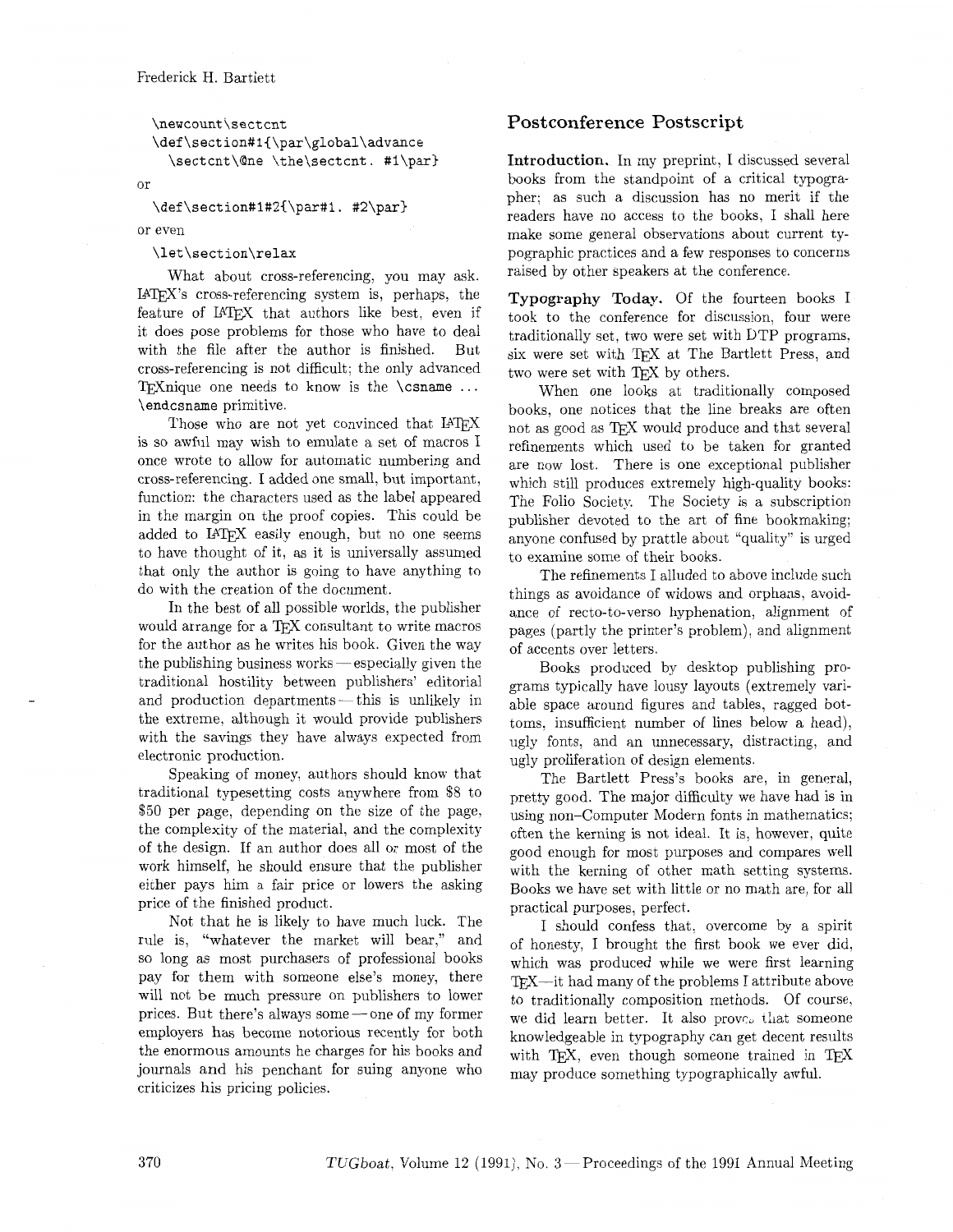```
\newcount\sectcnt
\def\section#1{\par\global\advance
  \sectcnt\@ne \the\sectcnt. #1\par}
```

or

```
\def\section#1#2{\par#1. #2\par}
```

or even

```
\let\section\relax
```

What about cross-referencing, you may ask. LaTeX's cross-referencing system is, perhaps, the feature of LaTeX that authors like best, even if it does pose problems for those who have to deal with the file after the author is finished. But cross-referencing is not difficult; the only advanced TeXnique one needs to know is the `\csname ... \endcsname` primitive.

Those who are not yet convinced that LaTeX is so awful may wish to emulate a set of macros I once wrote to allow for automatic numbering and cross-referencing. I added one small, but important, function: the characters used as the label appeared in the margin on the proof copies. This could be added to LaTeX easily enough, but no one seems to have thought of it, as it is universally assumed that only the author is going to have anything to do with the creation of the document.

In the best of all possible worlds, the publisher would arrange for a TeX consultant to write macros for the author as he writes his book. Given the way the publishing business works — especially given the traditional hostility between publishers' editorial and production departments — this is unlikely in the extreme, although it would provide publishers with the savings they have always expected from electronic production.

Speaking of money, authors should know that traditional typesetting costs anywhere from $8 to $50 per page, depending on the size of the page, the complexity of the material, and the complexity of the design. If an author does all or most of the work himself, he should ensure that the publisher either pays him a fair price or lowers the asking price of the finished product.

Not that he is likely to have much luck. The rule is, "whatever the market will bear," and so long as most purchasers of professional books pay for them with someone else's money, there will not be much pressure on publishers to lower prices. But there's always some — one of my former employers has become notorious recently for both the enormous amounts he charges for his books and journals and his penchant for suing anyone who criticizes his pricing policies.

## Postconference Postscript

**Introduction.** In my preprint, I discussed several books from the standpoint of a critical typographer; as such a discussion has no merit if the readers have no access to the books, I shall here make some general observations about current typographic practices and a few responses to concerns raised by other speakers at the conference.

**Typography Today.** Of the fourteen books I took to the conference for discussion, four were traditionally set, two were set with DTP programs, six were set with TeX at The Bartlett Press, and two were set with TeX by others.

When one looks at traditionally composed books, one notices that the line breaks are often not as good as TeX would produce and that several refinements which used to be taken for granted are now lost. There is one exceptional publisher which still produces extremely high-quality books: The Folio Society. The Society is a subscription publisher devoted to the art of fine bookmaking; anyone confused by prattle about "quality" is urged to examine some of their books.

The refinements I alluded to above include such things as avoidance of widows and orphans, avoidance of recto-to-verso hyphenation, alignment of pages (partly the printer's problem), and alignment of accents over letters.

Books produced by desktop publishing programs typically have lousy layouts (extremely variable space around figures and tables, ragged bottoms, insufficient number of lines below a head), ugly fonts, and an unnecessary, distracting, and ugly proliferation of design elements.

The Bartlett Press's books are, in general, pretty good. The major difficulty we have had is in using non–Computer Modern fonts in mathematics; often the kerning is not ideal. It is, however, quite good enough for most purposes and compares well with the kerning of other math setting systems. Books we have set with little or no math are, for all practical purposes, perfect.

I should confess that, overcome by a spirit of honesty, I brought the first book we ever did, which was produced while we were first learning TeX—it had many of the problems I attribute above to traditionally composition methods. Of course, we did learn better. It also proves that someone knowledgeable in typography can get decent results with TeX, even though someone trained in TeX may produce something typographically awful.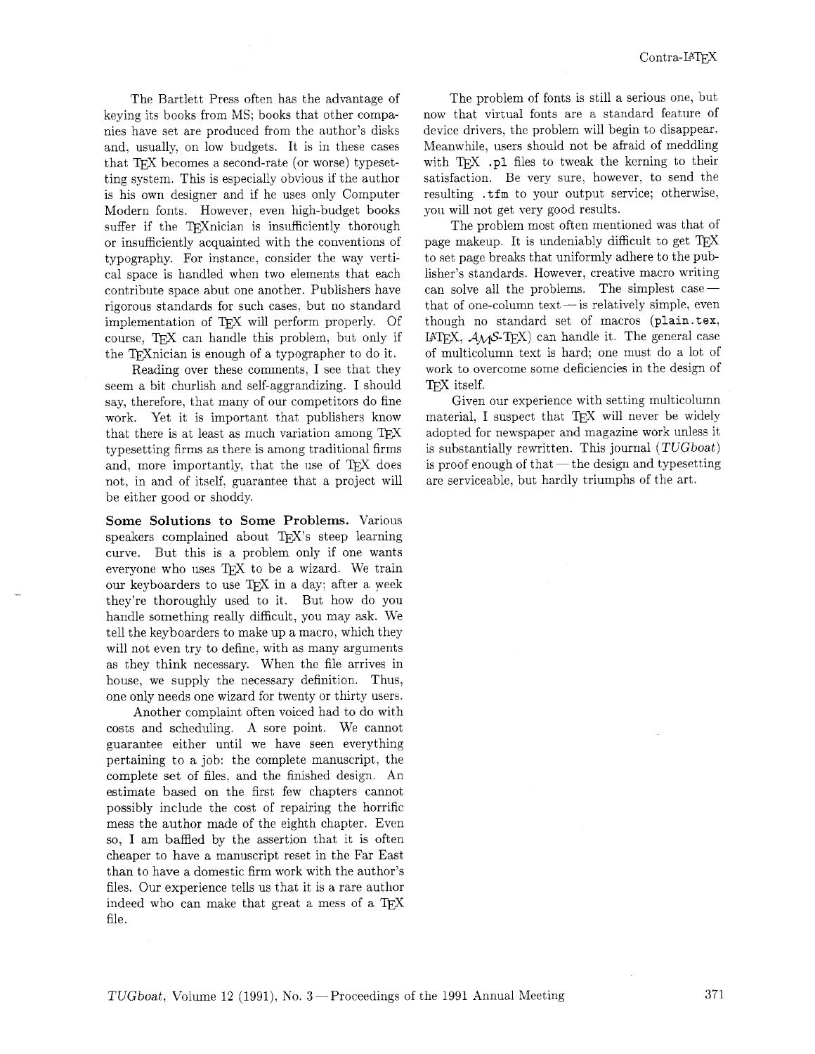The Bartlett Press often has the advantage of keying its books from MS; books that other companies have set are produced from the author's disks and, usually, on low budgets. It is in these cases that TeX becomes a second-rate (or worse) typesetting system. This is especially obvious if the author is his own designer and if he uses only Computer Modern fonts. However, even high-budget books suffer if the TeXnician is insufficiently thorough or insufficiently acquainted with the conventions of typography. For insatance, consider the way vertical space is handled when two elements that each contribute space abut one another. Publishers have rigorous standards for such cases, but no standard implementation of TeX will perform properly. Of course, TeX can handle this problem, but only if the TeXnician is enough of a typographer to do it.

Reading over these comments, I see that they seem a bit churlish and self-aggrandizing. I should say, therefore, that many of our competitors do fine work. Yet it is important that publishers know that there is at least as much variation among TeX typesetting firms as there is among traditional firms and, more importantly, that the use of TeX does not, in and of itself, guarantee that a project will be either good or shoddy.

**Some Solutions to Some Problems.** Various speakers complained about TeX's steep learning curve. But this is a problem only if one wants everyone who uses TeX to be a wizard. We train our keyboarders to use TeX in a day; after a week they're thoroughly used to it. But how do you handle something really difficult, you may ask. We tell the keyboarders to make up a macro, which they will not even try to define, with as many arguments as they think necessary. When the file arrives in house, we supply the necessary definition. Thus, one only needs one wizard for twenty or thirty users.

Another complaint often voiced had to do with costs and scheduling. A sore point. We cannot guarantee either until we have seen everything pertaining to a job: the complete manuscript, the complete set of files, and the finished design. An estimate based on the first few chapters cannot possibly include the cost of repairing the horrific mess the author made of the eighth chapter. Even so, I am baffled by the assertion that it is often cheaper to have a manuscript reset in the Far East than to have a domestic firm work with the author's files. Our experience tells us that it is a rare author indeed who can make that great a mess of a TeX file.

The problem of fonts is still a serious one, but now that virtual fonts are a standard feature of device drivers, the problem will begin to disappear. Meanwhile, users should not be afraid of meddling with TeX `.pl` files to tweak the kerning to their satisfaction. Be very sure, however, to send the resulting `.tfm` to your output service; otherwise, you will not get very good results.

The problem most often mentioned was that of page makeup. It is undeniably difficult to get TeX to set page breaks that uniformly adhere to the publisher's standards. However, creative macro writing can solve all the problems. The simplest case — that of one-column text — is relatively simple, even though no standard set of macros (`plain.tex`, LaTeX, AMS-TeX) can handle it. The general case of multicolumn text is hard; one must do a lot of work to overcome some deficiencies in the design of TeX itself.

Given our experience with setting multicolumn material, I suspect that TeX will never be widely adopted for newspaper and magazine work unless it is substantially rewritten. This journal (*TUGboat*) is proof enough of that — the design and typesetting are serviceable, but hardly triumphs of the art.